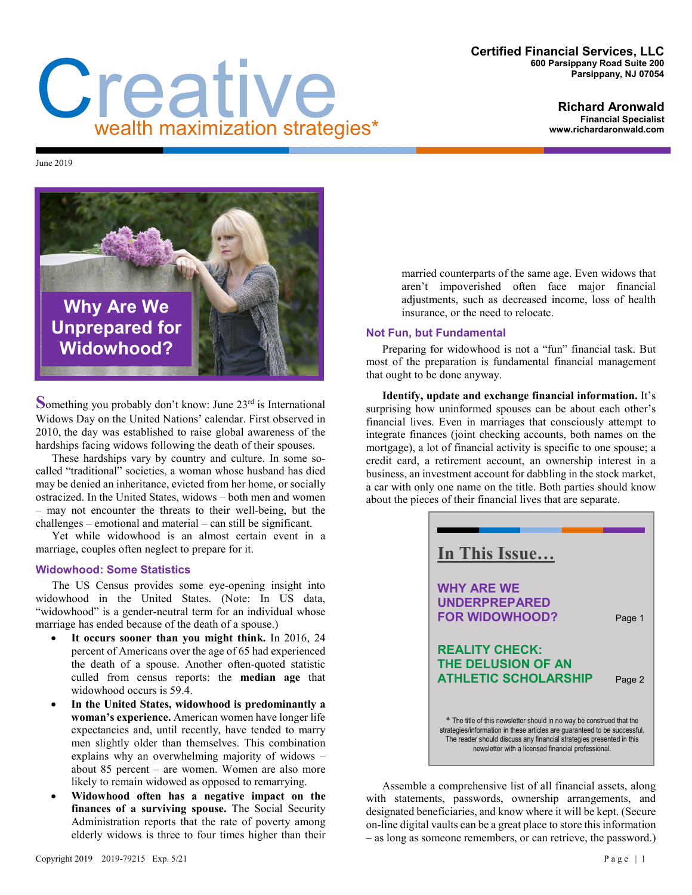# Creative

wealth maximization strategies*

**Certified Financial Services, LLC**
600 Parsippany Road Suite 200
Parsippany, NJ 07054

**Richard Aronwald**
Financial Specialist
www.richardaronwald.com

June 2019

## Why Are We Unprepared for Widowhood?

Something you probably don't know: June 23rd is International Widows Day on the United Nations' calendar. First observed in 2010, the day was established to raise global awareness of the hardships facing widows following the death of their spouses.

These hardships vary by country and culture. In some so-called "traditional" societies, a woman whose husband has died may be denied an inheritance, evicted from her home, or socially ostracized. In the United States, widows – both men and women – may not encounter the threats to their well-being, but the challenges – emotional and material – can still be significant.

Yet while widowhood is an almost certain event in a marriage, couples often neglect to prepare for it.

### Widowhood: Some Statistics

The US Census provides some eye-opening insight into widowhood in the United States. (Note: In US data, "widowhood" is a gender-neutral term for an individual whose marriage has ended because of the death of a spouse.)

- **It occurs sooner than you might think.** In 2016, 24 percent of Americans over the age of 65 had experienced the death of a spouse. Another often-quoted statistic culled from census reports: the **median age** that widowhood occurs is 59.4.
- **In the United States, widowhood is predominantly a woman's experience.** American women have longer life expectancies and, until recently, have tended to marry men slightly older than themselves. This combination explains why an overwhelming majority of widows – about 85 percent – are women. Women are also more likely to remain widowed as opposed to remarrying.
- **Widowhood often has a negative impact on the finances of a surviving spouse.** The Social Security Administration reports that the rate of poverty among elderly widows is three to four times higher than their married counterparts of the same age. Even widows that aren't impoverished often face major financial adjustments, such as decreased income, loss of health insurance, or the need to relocate.

### Not Fun, but Fundamental

Preparing for widowhood is not a "fun" financial task. But most of the preparation is fundamental financial management that ought to be done anyway.

**Identify, update and exchange financial information.** It's surprising how uninformed spouses can be about each other's financial lives. Even in marriages that consciously attempt to integrate finances (joint checking accounts, both names on the mortgage), a lot of financial activity is specific to one spouse; a credit card, a retirement account, an ownership interest in a business, an investment account for dabbling in the stock market, a car with only one name on the title. Both parties should know about the pieces of their financial lives that are separate.

> **In This Issue…**
>
> | | |
> |---|---|
> | WHY ARE WE UNDERPREPARED FOR WIDOWHOOD? | Page 1 |
> | REALITY CHECK: THE DELUSION OF AN ATHLETIC SCHOLARSHIP | Page 2 |
>
> \* The title of this newsletter should in no way be construed that the strategies/information in these articles are guaranteed to be successful. The reader should discuss any financial strategies presented in this newsletter with a licensed financial professional.

Assemble a comprehensive list of all financial assets, along with statements, passwords, ownership arrangements, and designated beneficiaries, and know where it will be kept. (Secure on-line digital vaults can be a great place to store this information – as long as someone remembers, or can retrieve, the password.)

Copyright 2019 2019-79215 Exp. 5/21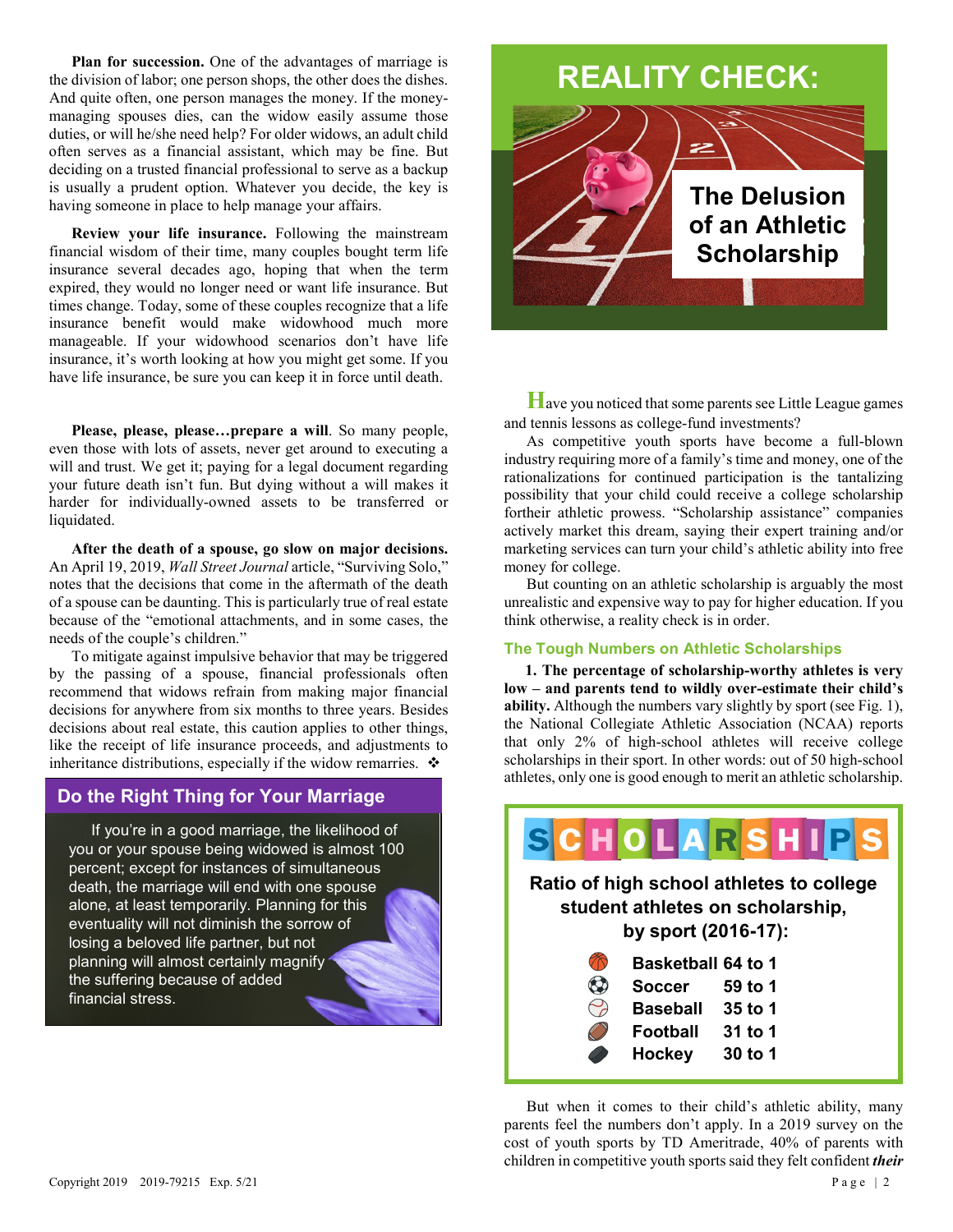**Plan for succession.** One of the advantages of marriage is the division of labor; one person shops, the other does the dishes. And quite often, one person manages the money. If the money-managing spouses dies, can the widow easily assume those duties, or will he/she need help? For older widows, an adult child often serves as a financial assistant, which may be fine. But deciding on a trusted financial professional to serve as a backup is usually a prudent option. Whatever you decide, the key is having someone in place to help manage your affairs.

**Review your life insurance.** Following the mainstream financial wisdom of their time, many couples bought term life insurance several decades ago, hoping that when the term expired, they would no longer need or want life insurance. But times change. Today, some of these couples recognize that a life insurance benefit would make widowhood much more manageable. If your widowhood scenarios don't have life insurance, it's worth looking at how you might get some. If you have life insurance, be sure you can keep it in force until death.

**Please, please, please…prepare a will**. So many people, even those with lots of assets, never get around to executing a will and trust. We get it; paying for a legal document regarding your future death isn't fun. But dying without a will makes it harder for individually-owned assets to be transferred or liquidated.

**After the death of a spouse, go slow on major decisions.** An April 19, 2019, *Wall Street Journal* article, "Surviving Solo," notes that the decisions that come in the aftermath of the death of a spouse can be daunting. This is particularly true of real estate because of the "emotional attachments, and in some cases, the needs of the couple's children."

To mitigate against impulsive behavior that may be triggered by the passing of a spouse, financial professionals often recommend that widows refrain from making major financial decisions for anywhere from six months to three years. Besides decisions about real estate, this caution applies to other things, like the receipt of life insurance proceeds, and adjustments to inheritance distributions, especially if the widow remarries. ❖

## Do the Right Thing for Your Marriage

If you're in a good marriage, the likelihood of you or your spouse being widowed is almost 100 percent; except for instances of simultaneous death, the marriage will end with one spouse alone, at least temporarily. Planning for this eventuality will not diminish the sorrow of losing a beloved life partner, but not planning will almost certainly magnify the suffering because of added financial stress.

# REALITY CHECK: The Delusion of an Athletic Scholarship

Have you noticed that some parents see Little League games and tennis lessons as college-fund investments?

As competitive youth sports have become a full-blown industry requiring more of a family's time and money, one of the rationalizations for continued participation is the tantalizing possibility that your child could receive a college scholarship fortheir athletic prowess. "Scholarship assistance" companies actively market this dream, saying their expert training and/or marketing services can turn your child's athletic ability into free money for college.

But counting on an athletic scholarship is arguably the most unrealistic and expensive way to pay for higher education. If you think otherwise, a reality check is in order.

### The Tough Numbers on Athletic Scholarships

**1. The percentage of scholarship-worthy athletes is very low – and parents tend to wildly over-estimate their child's ability.** Although the numbers vary slightly by sport (see Fig. 1), the National Collegiate Athletic Association (NCAA) reports that only 2% of high-school athletes will receive college scholarships in their sport. In other words: out of 50 high-school athletes, only one is good enough to merit an athletic scholarship.

**SCHOLARSHIPS**

**Ratio of high school athletes to college student athletes on scholarship, by sport (2016-17):**

| Sport | Ratio |
|---|---|
| Basketball | 64 to 1 |
| Soccer | 59 to 1 |
| Baseball | 35 to 1 |
| Football | 31 to 1 |
| Hockey | 30 to 1 |

But when it comes to their child's athletic ability, many parents feel the numbers don't apply. In a 2019 survey on the cost of youth sports by TD Ameritrade, 40% of parents with children in competitive youth sports said they felt confident ***their***

Copyright 2019 2019-79215 Exp. 5/21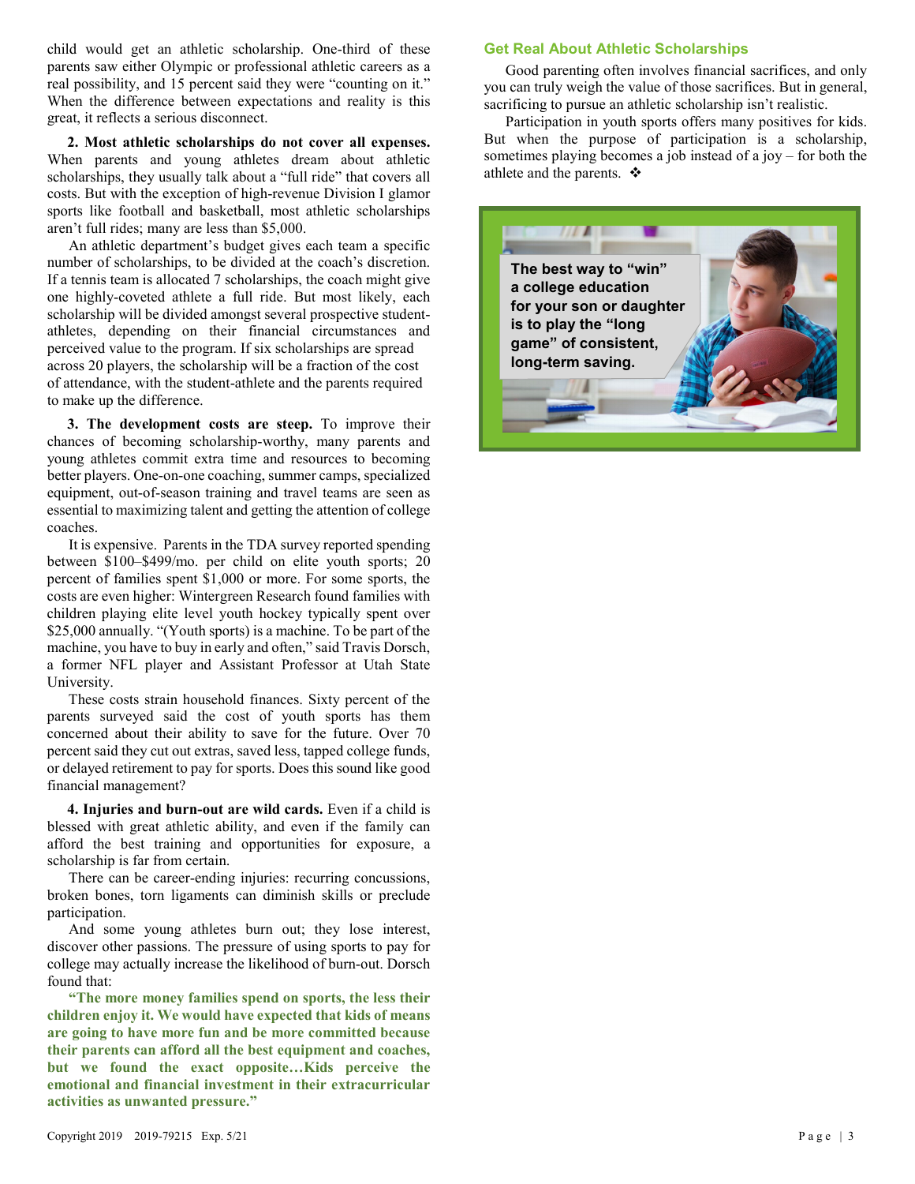child would get an athletic scholarship. One-third of these parents saw either Olympic or professional athletic careers as a real possibility, and 15 percent said they were "counting on it." When the difference between expectations and reality is this great, it reflects a serious disconnect.

**2. Most athletic scholarships do not cover all expenses.** When parents and young athletes dream about athletic scholarships, they usually talk about a "full ride" that covers all costs. But with the exception of high-revenue Division I glamor sports like football and basketball, most athletic scholarships aren't full rides; many are less than $5,000.

An athletic department's budget gives each team a specific number of scholarships, to be divided at the coach's discretion. If a tennis team is allocated 7 scholarships, the coach might give one highly-coveted athlete a full ride. But most likely, each scholarship will be divided amongst several prospective student-athletes, depending on their financial circumstances and perceived value to the program. If six scholarships are spread across 20 players, the scholarship will be a fraction of the cost of attendance, with the student-athlete and the parents required to make up the difference.

**3. The development costs are steep.** To improve their chances of becoming scholarship-worthy, many parents and young athletes commit extra time and resources to becoming better players. One-on-one coaching, summer camps, specialized equipment, out-of-season training and travel teams are seen as essential to maximizing talent and getting the attention of college coaches.

It is expensive. Parents in the TDA survey reported spending between $100–$499/mo. per child on elite youth sports; 20 percent of families spent $1,000 or more. For some sports, the costs are even higher: Wintergreen Research found families with children playing elite level youth hockey typically spent over $25,000 annually. "(Youth sports) is a machine. To be part of the machine, you have to buy in early and often," said Travis Dorsch, a former NFL player and Assistant Professor at Utah State University.

These costs strain household finances. Sixty percent of the parents surveyed said the cost of youth sports has them concerned about their ability to save for the future. Over 70 percent said they cut out extras, saved less, tapped college funds, or delayed retirement to pay for sports. Does this sound like good financial management?

**4. Injuries and burn-out are wild cards.** Even if a child is blessed with great athletic ability, and even if the family can afford the best training and opportunities for exposure, a scholarship is far from certain.

There can be career-ending injuries: recurring concussions, broken bones, torn ligaments can diminish skills or preclude participation.

And some young athletes burn out; they lose interest, discover other passions. The pressure of using sports to pay for college may actually increase the likelihood of burn-out. Dorsch found that:

**"The more money families spend on sports, the less their children enjoy it. We would have expected that kids of means are going to have more fun and be more committed because their parents can afford all the best equipment and coaches, but we found the exact opposite…Kids perceive the emotional and financial investment in their extracurricular activities as unwanted pressure."**

## Get Real About Athletic Scholarships

Good parenting often involves financial sacrifices, and only you can truly weigh the value of those sacrifices. But in general, sacrificing to pursue an athletic scholarship isn't realistic.

Participation in youth sports offers many positives for kids. But when the purpose of participation is a scholarship, sometimes playing becomes a job instead of a joy – for both the athlete and the parents. ❖

**The best way to "win" a college education for your son or daughter is to play the "long game" of consistent, long-term saving.**

Copyright 2019 2019-79215 Exp. 5/21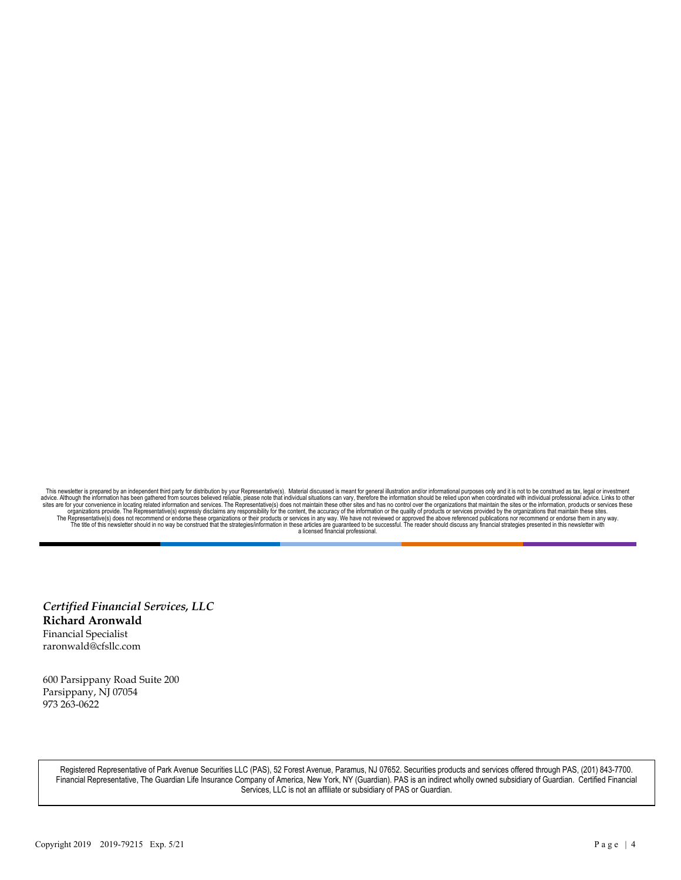This newsletter is prepared by an independent third party for distribution by your Representative(s). Material discussed is meant for general illustration and/or informational purposes only and it is not to be construed as tax, legal or investment advice. Although the information has been gathered from sources believed reliable, please note that individual situations can vary, therefore the information should be relied upon when coordinated with individual professional advice. Links to other sites are for your convenience in locating related information and services. The Representative(s) does not maintain these other sites and has no control over the organizations that maintain the sites or the information, products or services these organizations provide. The Representative(s) expressly disclaims any responsibility for the content, the accuracy of the information or the quality of products or services provided by the organizations that maintain these sites. The Representative(s) does not recommend or endorse these organizations or their products or services in any way. We have not reviewed or approved the above referenced publications nor recommend or endorse them in any way. The title of this newsletter should in no way be construed that the strategies/information in these articles are guaranteed to be successful. The reader should discuss any financial strategies presented in this newsletter with a licensed financial professional.

*Certified Financial Services, LLC*
**Richard Aronwald**
Financial Specialist
raronwald@cfsllc.com

600 Parsippany Road Suite 200
Parsippany, NJ 07054
973 263-0622

Registered Representative of Park Avenue Securities LLC (PAS), 52 Forest Avenue, Paramus, NJ 07652. Securities products and services offered through PAS, (201) 843-7700. Financial Representative, The Guardian Life Insurance Company of America, New York, NY (Guardian). PAS is an indirect wholly owned subsidiary of Guardian. Certified Financial Services, LLC is not an affiliate or subsidiary of PAS or Guardian.

Copyright 2019 2019-79215 Exp. 5/21